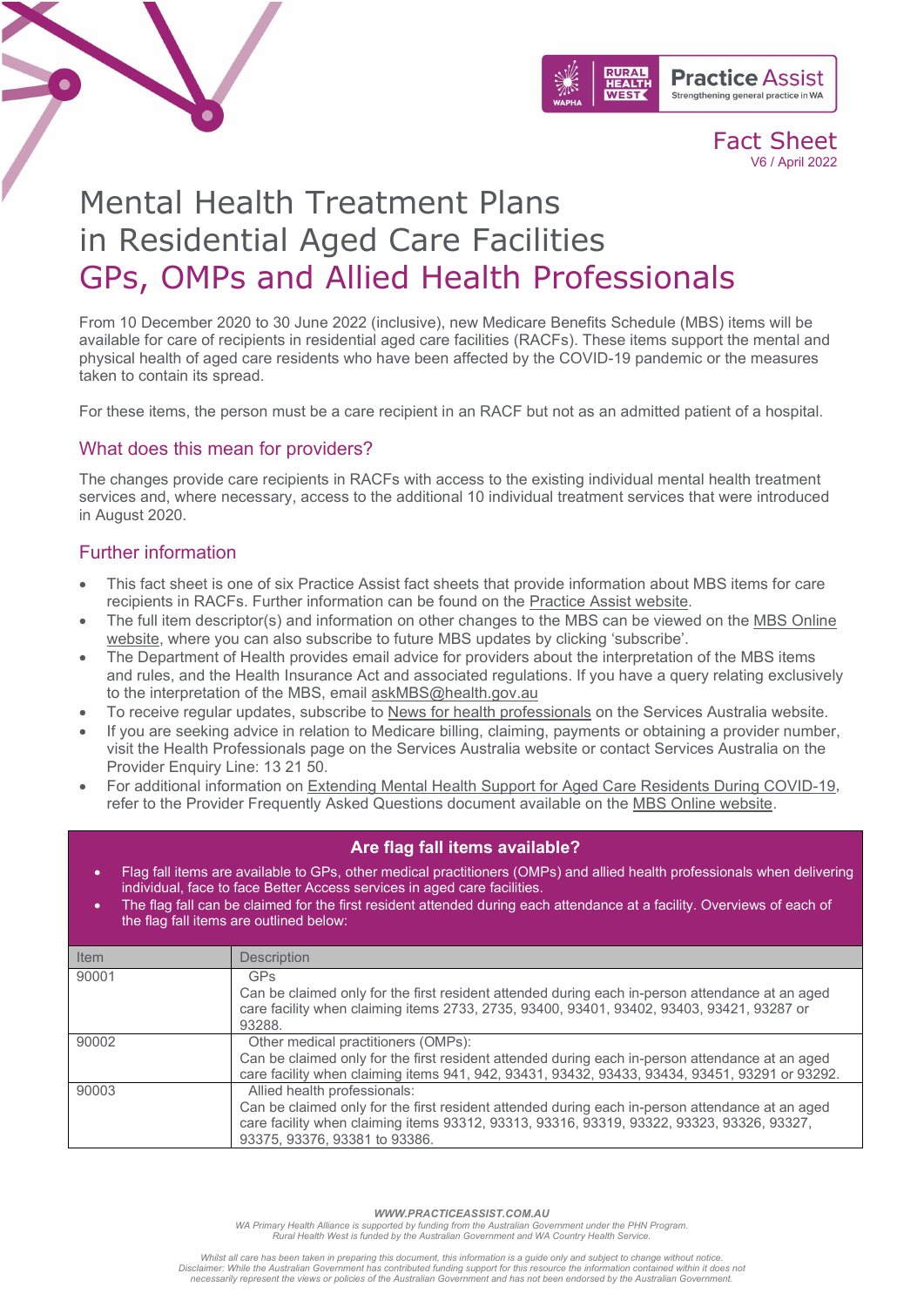Fact Sheet
V6 / April 2022

# Mental Health Treatment Plans in Residential Aged Care Facilities

# GPs, OMPs and Allied Health Professionals

From 10 December 2020 to 30 June 2022 (inclusive), new Medicare Benefits Schedule (MBS) items will be available for care of recipients in residential aged care facilities (RACFs). These items support the mental and physical health of aged care residents who have been affected by the COVID-19 pandemic or the measures taken to contain its spread.

For these items, the person must be a care recipient in an RACF but not as an admitted patient of a hospital.

## What does this mean for providers?

The changes provide care recipients in RACFs with access to the existing individual mental health treatment services and, where necessary, access to the additional 10 individual treatment services that were introduced in August 2020.

## Further information

- This fact sheet is one of six Practice Assist fact sheets that provide information about MBS items for care recipients in RACFs. Further information can be found on the Practice Assist website.
- The full item descriptor(s) and information on other changes to the MBS can be viewed on the MBS Online website, where you can also subscribe to future MBS updates by clicking 'subscribe'.
- The Department of Health provides email advice for providers about the interpretation of the MBS items and rules, and the Health Insurance Act and associated regulations. If you have a query relating exclusively to the interpretation of the MBS, email askMBS@health.gov.au
- To receive regular updates, subscribe to News for health professionals on the Services Australia website.
- If you are seeking advice in relation to Medicare billing, claiming, payments or obtaining a provider number, visit the Health Professionals page on the Services Australia website or contact Services Australia on the Provider Enquiry Line: 13 21 50.
- For additional information on Extending Mental Health Support for Aged Care Residents During COVID-19, refer to the Provider Frequently Asked Questions document available on the MBS Online website.

### Are flag fall items available?

- Flag fall items are available to GPs, other medical practitioners (OMPs) and allied health professionals when delivering individual, face to face Better Access services in aged care facilities.
- The flag fall can be claimed for the first resident attended during each attendance at a facility. Overviews of each of the flag fall items are outlined below:

| Item | Description |
|---|---|
| 90001 | GPs<br>Can be claimed only for the first resident attended during each in-person attendance at an aged care facility when claiming items 2733, 2735, 93400, 93401, 93402, 93403, 93421, 93287 or 93288. |
| 90002 | Other medical practitioners (OMPs):<br>Can be claimed only for the first resident attended during each in-person attendance at an aged care facility when claiming items 941, 942, 93431, 93432, 93433, 93434, 93451, 93291 or 93292. |
| 90003 | Allied health professionals:<br>Can be claimed only for the first resident attended during each in-person attendance at an aged care facility when claiming items 93312, 93313, 93316, 93319, 93322, 93323, 93326, 93327, 93375, 93376, 93381 to 93386. |

*WWW.PRACTICEASSIST.COM.AU*
*WA Primary Health Alliance is supported by funding from the Australian Government under the PHN Program. Rural Health West is funded by the Australian Government and WA Country Health Service.*

*Whilst all care has been taken in preparing this document, this information is a guide only and subject to change without notice. Disclaimer: While the Australian Government has contributed funding support for this resource the information contained within it does not necessarily represent the views or policies of the Australian Government and has not been endorsed by the Australian Government.*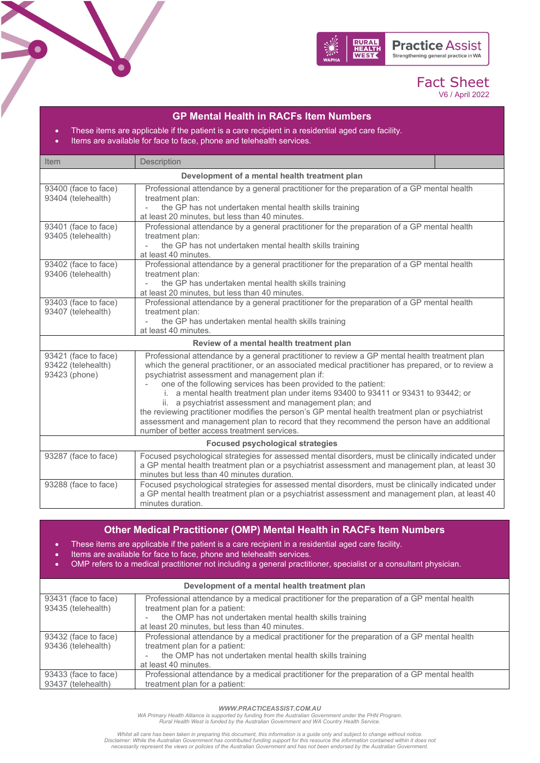Practice Assist
Strengthening general practice in WA

# Fact Sheet

V6 / April 2022

## GP Mental Health in RACFs Item Numbers

- These items are applicable if the patient is a care recipient in a residential aged care facility.
- Items are available for face to face, phone and telehealth services.

| Item | Description |
|---|---|
| **Development of a mental health treatment plan** | |
| 93400 (face to face)<br>93404 (telehealth) | Professional attendance by a general practitioner for the preparation of a GP mental health treatment plan:<br>- the GP has not undertaken mental health skills training<br>at least 20 minutes, but less than 40 minutes. |
| 93401 (face to face)<br>93405 (telehealth) | Professional attendance by a general practitioner for the preparation of a GP mental health treatment plan:<br>- the GP has not undertaken mental health skills training<br>at least 40 minutes. |
| 93402 (face to face)<br>93406 (telehealth) | Professional attendance by a general practitioner for the preparation of a GP mental health treatment plan:<br>- the GP has undertaken mental health skills training<br>at least 20 minutes, but less than 40 minutes. |
| 93403 (face to face)<br>93407 (telehealth) | Professional attendance by a general practitioner for the preparation of a GP mental health treatment plan:<br>- the GP has undertaken mental health skills training<br>at least 40 minutes. |
| **Review of a mental health treatment plan** | |
| 93421 (face to face)<br>93422 (telehealth)<br>93423 (phone) | Professional attendance by a general practitioner to review a GP mental health treatment plan which the general practitioner, or an associated medical practitioner has prepared, or to review a psychiatrist assessment and management plan if:<br>- one of the following services has been provided to the patient:<br>i. a mental health treatment plan under items 93400 to 93411 or 93431 to 93442; or<br>ii. a psychiatrist assessment and management plan; and<br>the reviewing practitioner modifies the person's GP mental health treatment plan or psychiatrist assessment and management plan to record that they recommend the person have an additional number of better access treatment services. |
| **Focused psychological strategies** | |
| 93287 (face to face) | Focused psychological strategies for assessed mental disorders, must be clinically indicated under a GP mental health treatment plan or a psychiatrist assessment and management plan, at least 30 minutes but less than 40 minutes duration. |
| 93288 (face to face) | Focused psychological strategies for assessed mental disorders, must be clinically indicated under a GP mental health treatment plan or a psychiatrist assessment and management plan, at least 40 minutes duration. |

## Other Medical Practitioner (OMP) Mental Health in RACFs Item Numbers

- These items are applicable if the patient is a care recipient in a residential aged care facility.
- Items are available for face to face, phone and telehealth services.
- OMP refers to a medical practitioner not including a general practitioner, specialist or a consultant physician.

| Item | Description |
|---|---|
| **Development of a mental health treatment plan** | |
| 93431 (face to face)<br>93435 (telehealth) | Professional attendance by a medical practitioner for the preparation of a GP mental health treatment plan for a patient:<br>- the OMP has not undertaken mental health skills training<br>at least 20 minutes, but less than 40 minutes. |
| 93432 (face to face)<br>93436 (telehealth) | Professional attendance by a medical practitioner for the preparation of a GP mental health treatment plan for a patient:<br>- the OMP has not undertaken mental health skills training<br>at least 40 minutes. |
| 93433 (face to face)<br>93437 (telehealth) | Professional attendance by a medical practitioner for the preparation of a GP mental health treatment plan for a patient: |

*WWW.PRACTICEASSIST.COM.AU*

*WA Primary Health Alliance is supported by funding from the Australian Government under the PHN Program.*
*Rural Health West is funded by the Australian Government and WA Country Health Service.*

*Whilst all care has been taken in preparing this document, this information is a guide only and subject to change without notice.*
*Disclaimer: While the Australian Government has contributed funding support for this resource the information contained within it does not necessarily represent the views or policies of the Australian Government and has not been endorsed by the Australian Government.*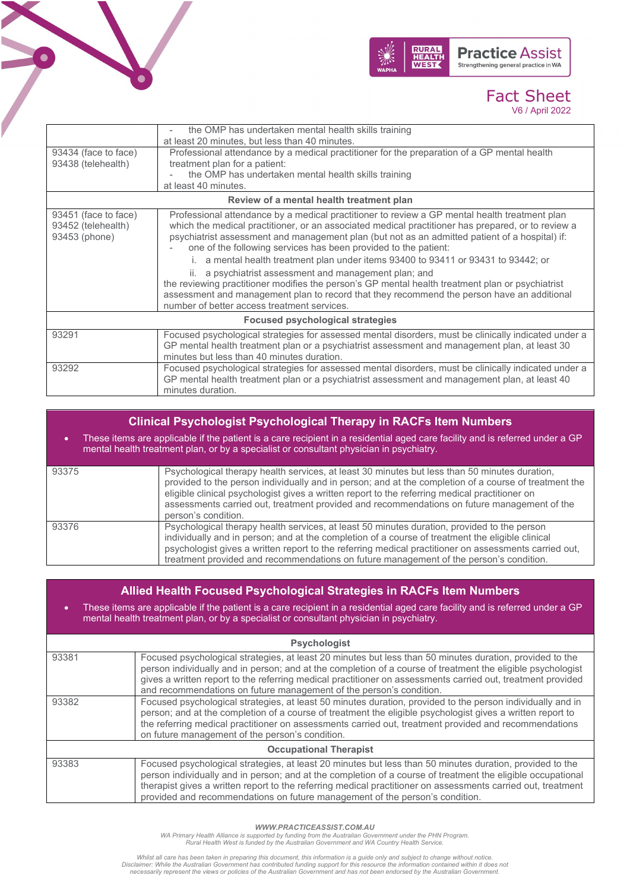| | |
|---|---|
| | - the OMP has undertaken mental health skills training<br>at least 20 minutes, but less than 40 minutes. |
| 93434 (face to face)<br>93438 (telehealth) | Professional attendance by a medical practitioner for the preparation of a GP mental health treatment plan for a patient:<br>- the OMP has undertaken mental health skills training<br>at least 40 minutes. |
| **Review of a mental health treatment plan** | |
| 93451 (face to face)<br>93452 (telehealth)<br>93453 (phone) | Professional attendance by a medical practitioner to review a GP mental health treatment plan which the medical practitioner, or an associated medical practitioner has prepared, or to review a psychiatrist assessment and management plan (but not as an admitted patient of a hospital) if:<br>- one of the following services has been provided to the patient:<br>i. a mental health treatment plan under items 93400 to 93411 or 93431 to 93442; or<br>ii. a psychiatrist assessment and management plan; and<br>the reviewing practitioner modifies the person's GP mental health treatment plan or psychiatrist assessment and management plan to record that they recommend the person have an additional number of better access treatment services. |
| **Focused psychological strategies** | |
| 93291 | Focused psychological strategies for assessed mental disorders, must be clinically indicated under a GP mental health treatment plan or a psychiatrist assessment and management plan, at least 30 minutes but less than 40 minutes duration. |
| 93292 | Focused psychological strategies for assessed mental disorders, must be clinically indicated under a GP mental health treatment plan or a psychiatrist assessment and management plan, at least 40 minutes duration. |

## Clinical Psychologist Psychological Therapy in RACFs Item Numbers

- These items are applicable if the patient is a care recipient in a residential aged care facility and is referred under a GP mental health treatment plan, or by a specialist or consultant physician in psychiatry.

| | |
|---|---|
| 93375 | Psychological therapy health services, at least 30 minutes but less than 50 minutes duration, provided to the person individually and in person; and at the completion of a course of treatment the eligible clinical psychologist gives a written report to the referring medical practitioner on assessments carried out, treatment provided and recommendations on future management of the person's condition. |
| 93376 | Psychological therapy health services, at least 50 minutes duration, provided to the person individually and in person; and at the completion of a course of treatment the eligible clinical psychologist gives a written report to the referring medical practitioner on assessments carried out, treatment provided and recommendations on future management of the person's condition. |

## Allied Health Focused Psychological Strategies in RACFs Item Numbers

- These items are applicable if the patient is a care recipient in a residential aged care facility and is referred under a GP mental health treatment plan, or by a specialist or consultant physician in psychiatry.

| | |
|---|---|
| **Psychologist** | |
| 93381 | Focused psychological strategies, at least 20 minutes but less than 50 minutes duration, provided to the person individually and in person; and at the completion of a course of treatment the eligible psychologist gives a written report to the referring medical practitioner on assessments carried out, treatment provided and recommendations on future management of the person's condition. |
| 93382 | Focused psychological strategies, at least 50 minutes duration, provided to the person individually and in person; and at the completion of a course of treatment the eligible psychologist gives a written report to the referring medical practitioner on assessments carried out, treatment provided and recommendations on future management of the person's condition. |
| **Occupational Therapist** | |
| 93383 | Focused psychological strategies, at least 20 minutes but less than 50 minutes duration, provided to the person individually and in person; and at the completion of a course of treatment the eligible occupational therapist gives a written report to the referring medical practitioner on assessments carried out, treatment provided and recommendations on future management of the person's condition. |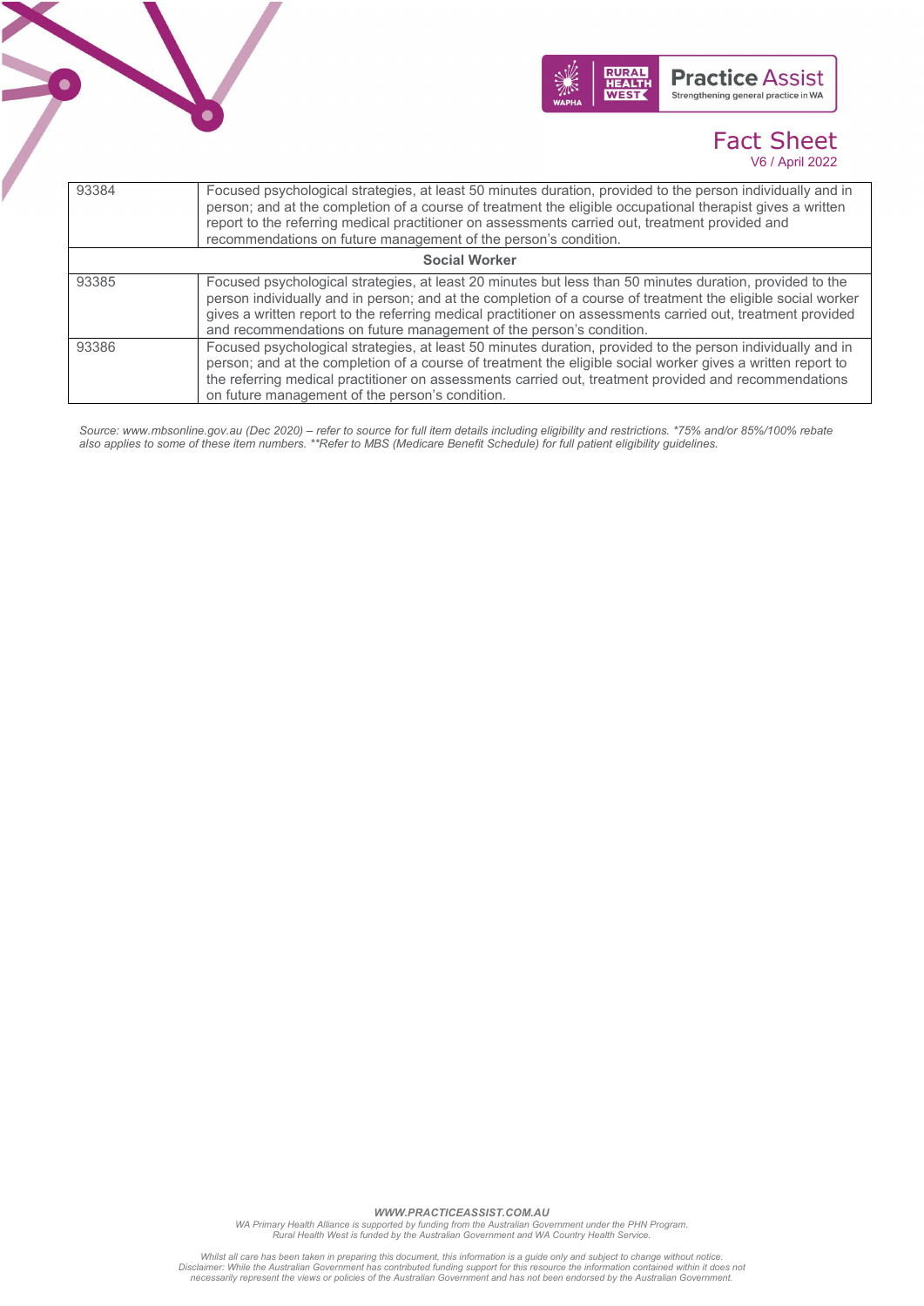| | |
|---|---|
| 93384 | Focused psychological strategies, at least 50 minutes duration, provided to the person individually and in person; and at the completion of a course of treatment the eligible occupational therapist gives a written report to the referring medical practitioner on assessments carried out, treatment provided and recommendations on future management of the person's condition. |
| **Social Worker** | |
| 93385 | Focused psychological strategies, at least 20 minutes but less than 50 minutes duration, provided to the person individually and in person; and at the completion of a course of treatment the eligible social worker gives a written report to the referring medical practitioner on assessments carried out, treatment provided and recommendations on future management of the person's condition. |
| 93386 | Focused psychological strategies, at least 50 minutes duration, provided to the person individually and in person; and at the completion of a course of treatment the eligible social worker gives a written report to the referring medical practitioner on assessments carried out, treatment provided and recommendations on future management of the person's condition. |

*Source: www.mbsonline.gov.au (Dec 2020) – refer to source for full item details including eligibility and restrictions. *75% and/or 85%/100% rebate also applies to some of these item numbers. **Refer to MBS (Medicare Benefit Schedule) for full patient eligibility guidelines.*